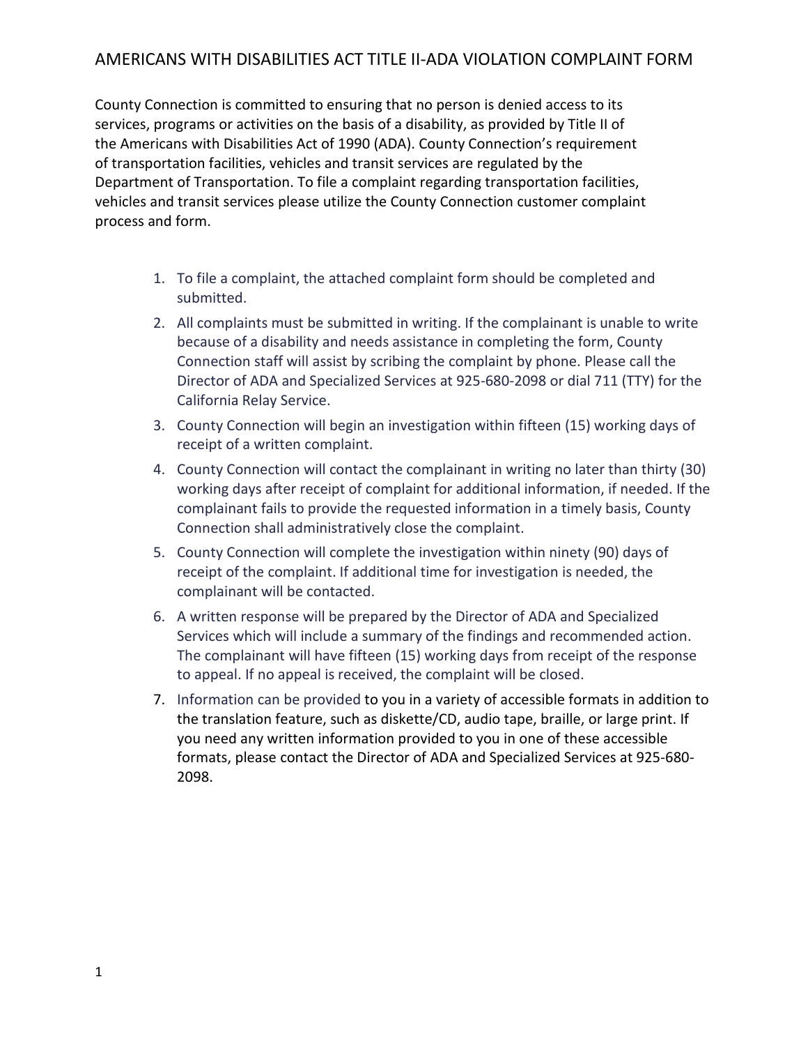# AMERICANS WITH DISABILITIES ACT TITLE II-ADA VIOLATION COMPLAINT FORM

County Connection is committed to ensuring that no person is denied access to its services, programs or activities on the basis of a disability, as provided by Title II of the Americans with Disabilities Act of 1990 (ADA). County Connection's requirement of transportation facilities, vehicles and transit services are regulated by the Department of Transportation. To file a complaint regarding transportation facilities, vehicles and transit services please utilize the County Connection customer complaint process and form.

1. To file a complaint, the attached complaint form should be completed and submitted.
2. All complaints must be submitted in writing. If the complainant is unable to write because of a disability and needs assistance in completing the form, County Connection staff will assist by scribing the complaint by phone. Please call the Director of ADA and Specialized Services at 925-680-2098 or dial 711 (TTY) for the California Relay Service.
3. County Connection will begin an investigation within fifteen (15) working days of receipt of a written complaint.
4. County Connection will contact the complainant in writing no later than thirty (30) working days after receipt of complaint for additional information, if needed. If the complainant fails to provide the requested information in a timely basis, County Connection shall administratively close the complaint.
5. County Connection will complete the investigation within ninety (90) days of receipt of the complaint. If additional time for investigation is needed, the complainant will be contacted.
6. A written response will be prepared by the Director of ADA and Specialized Services which will include a summary of the findings and recommended action. The complainant will have fifteen (15) working days from receipt of the response to appeal. If no appeal is received, the complaint will be closed.
7. Information can be provided to you in a variety of accessible formats in addition to the translation feature, such as diskette/CD, audio tape, braille, or large print. If you need any written information provided to you in one of these accessible formats, please contact the Director of ADA and Specialized Services at 925-680-2098.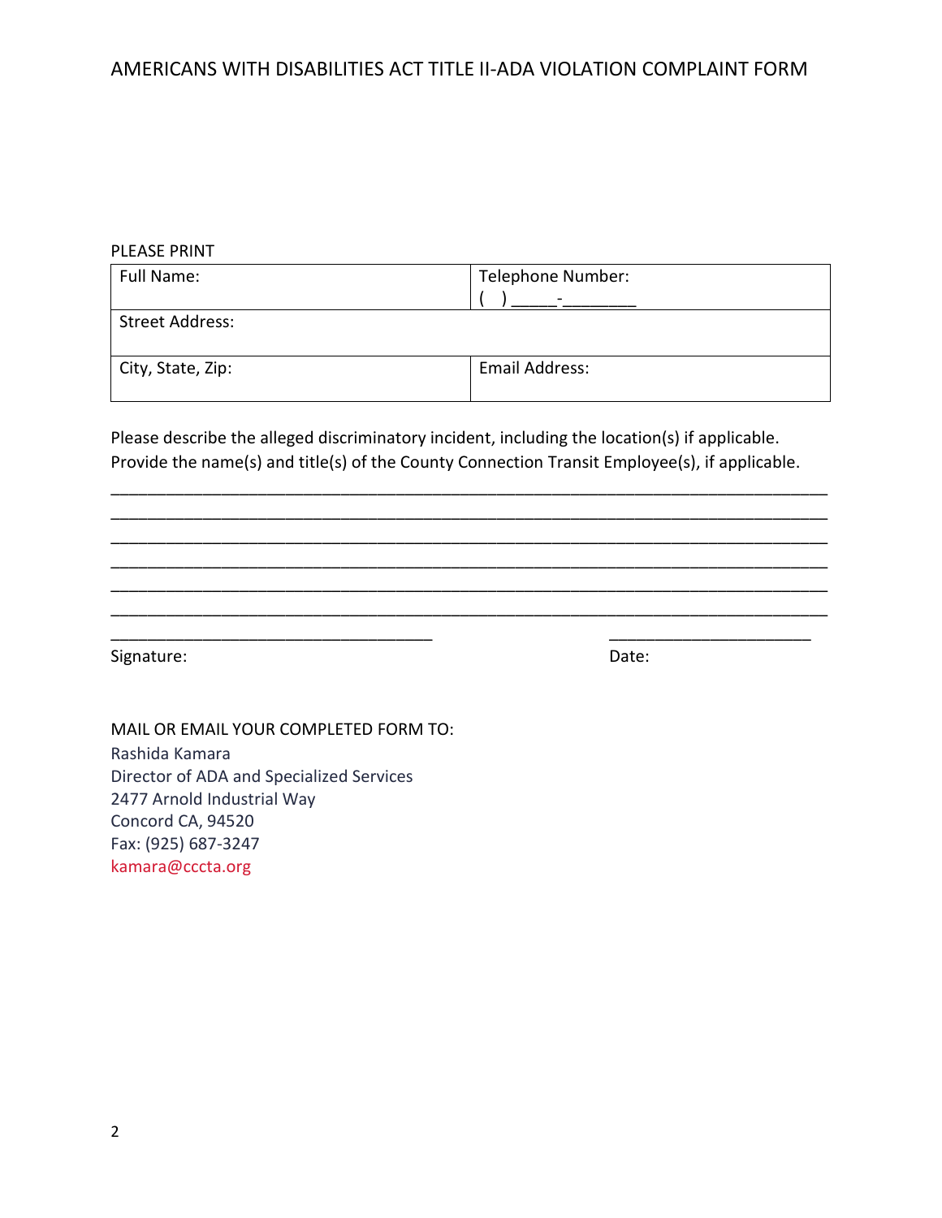# AMERICANS WITH DISABILITIES ACT TITLE II-ADA VIOLATION COMPLAINT FORM

PLEASE PRINT

| | |
|---|---|
| Full Name: | Telephone Number: ( ) _____-________ |
| Street Address: | |
| City, State, Zip: | Email Address: |

Please describe the alleged discriminatory incident, including the location(s) if applicable. Provide the name(s) and title(s) of the County Connection Transit Employee(s), if applicable.

________________________________________________________________________________
________________________________________________________________________________
________________________________________________________________________________
________________________________________________________________________________
________________________________________________________________________________
________________________________________________________________________________

____________________________________ ______________________

Signature: Date:

MAIL OR EMAIL YOUR COMPLETED FORM TO:
Rashida Kamara
Director of ADA and Specialized Services
2477 Arnold Industrial Way
Concord CA, 94520
Fax: (925) 687-3247
kamara@cccta.org